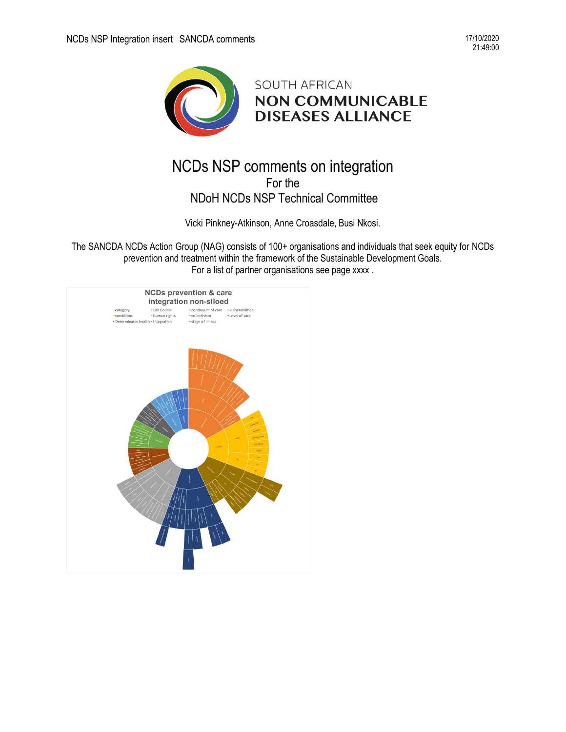NCDs NSP Integration insert SANCDA comments

17/10/2020
21:49:00

SOUTH AFRICAN
**NON COMMUNICABLE DISEASES ALLIANCE**

# NCDs NSP comments on integration

For the

NDoH NCDs NSP Technical Committee

Vicki Pinkney-Atkinson, Anne Croasdale, Busi Nkosi.

The SANCDA NCDs Action Group (NAG) consists of 100+ organisations and individuals that seek equity for NCDs prevention and treatment within the framework of the Sustainable Development Goals.
For a list of partner organisations see page xxxx .

**NCDs prevention & care integration non-siloed**

category • Life Course • continuum of care • vulnerabilities • conditions • human rights • collectivism • Level of care • Determinates health • Integration • stage of illness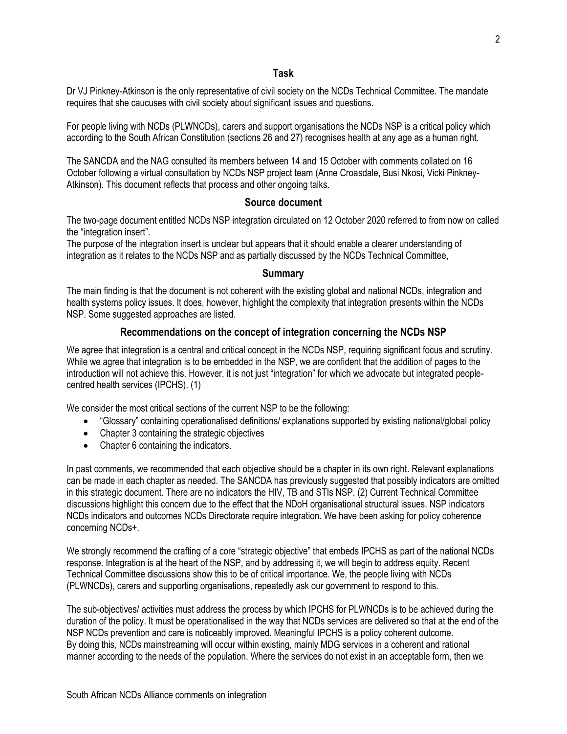## Task

Dr VJ Pinkney-Atkinson is the only representative of civil society on the NCDs Technical Committee. The mandate requires that she caucuses with civil society about significant issues and questions.

For people living with NCDs (PLWNCDs), carers and support organisations the NCDs NSP is a critical policy which according to the South African Constitution (sections 26 and 27) recognises health at any age as a human right.

The SANCDA and the NAG consulted its members between 14 and 15 October with comments collated on 16 October following a virtual consultation by NCDs NSP project team (Anne Croasdale, Busi Nkosi, Vicki Pinkney-Atkinson). This document reflects that process and other ongoing talks.

## Source document

The two-page document entitled NCDs NSP integration circulated on 12 October 2020 referred to from now on called the "integration insert".

The purpose of the integration insert is unclear but appears that it should enable a clearer understanding of integration as it relates to the NCDs NSP and as partially discussed by the NCDs Technical Committee,

## Summary

The main finding is that the document is not coherent with the existing global and national NCDs, integration and health systems policy issues. It does, however, highlight the complexity that integration presents within the NCDs NSP. Some suggested approaches are listed.

## Recommendations on the concept of integration concerning the NCDs NSP

We agree that integration is a central and critical concept in the NCDs NSP, requiring significant focus and scrutiny. While we agree that integration is to be embedded in the NSP, we are confident that the addition of pages to the introduction will not achieve this. However, it is not just "integration" for which we advocate but integrated people-centred health services (IPCHS). (1)

We consider the most critical sections of the current NSP to be the following:

- "Glossary" containing operationalised definitions/ explanations supported by existing national/global policy
- Chapter 3 containing the strategic objectives
- Chapter 6 containing the indicators.

In past comments, we recommended that each objective should be a chapter in its own right. Relevant explanations can be made in each chapter as needed. The SANCDA has previously suggested that possibly indicators are omitted in this strategic document. There are no indicators the HIV, TB and STIs NSP. (2) Current Technical Committee discussions highlight this concern due to the effect that the NDoH organisational structural issues. NSP indicators NCDs indicators and outcomes NCDs Directorate require integration. We have been asking for policy coherence concerning NCDs+.

We strongly recommend the crafting of a core "strategic objective" that embeds IPCHS as part of the national NCDs response. Integration is at the heart of the NSP, and by addressing it, we will begin to address equity. Recent Technical Committee discussions show this to be of critical importance. We, the people living with NCDs (PLWNCDs), carers and supporting organisations, repeatedly ask our government to respond to this.

The sub-objectives/ activities must address the process by which IPCHS for PLWNCDs is to be achieved during the duration of the policy. It must be operationalised in the way that NCDs services are delivered so that at the end of the NSP NCDs prevention and care is noticeably improved. Meaningful IPCHS is a policy coherent outcome.
By doing this, NCDs mainstreaming will occur within existing, mainly MDG services in a coherent and rational manner according to the needs of the population. Where the services do not exist in an acceptable form, then we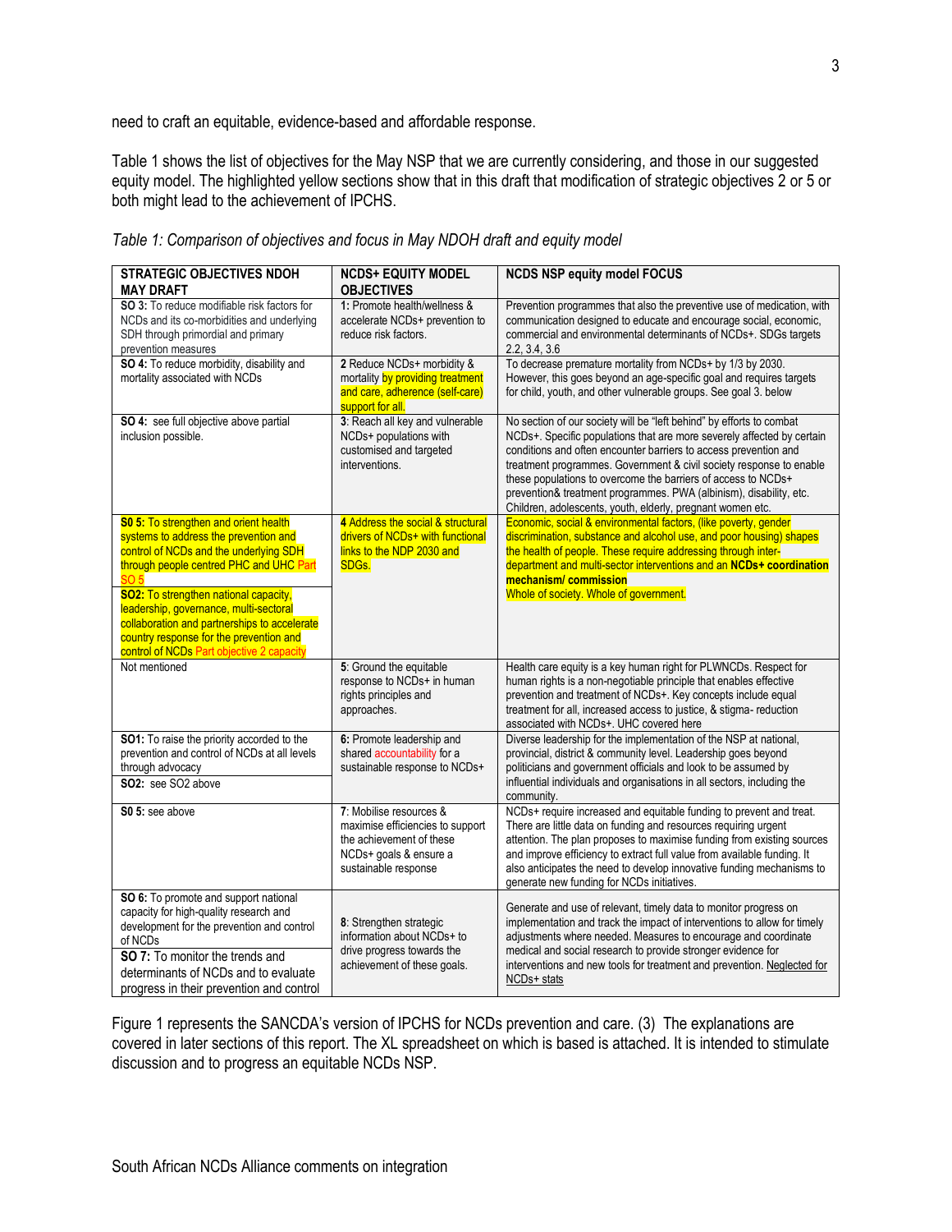need to craft an equitable, evidence-based and affordable response.

Table 1 shows the list of objectives for the May NSP that we are currently considering, and those in our suggested equity model. The highlighted yellow sections show that in this draft that modification of strategic objectives 2 or 5 or both might lead to the achievement of IPCHS.

*Table 1: Comparison of objectives and focus in May NDOH draft and equity model*

| STRATEGIC OBJECTIVES NDOH MAY DRAFT | NCDS+ EQUITY MODEL OBJECTIVES | NCDS NSP equity model FOCUS |
|---|---|---|
| **SO 3:** To reduce modifiable risk factors for NCDs and its co-morbidities and underlying SDH through primordial and primary prevention measures | **1:** Promote health/wellness & accelerate NCDs+ prevention to reduce risk factors. | Prevention programmes that also the preventive use of medication, with communication designed to educate and encourage social, economic, commercial and environmental determinants of NCDs+. SDGs targets 2.2, 3.4, 3.6 |
| **SO 4:** To reduce morbidity, disability and mortality associated with NCDs | **2** Reduce NCDs+ morbidity & mortality by providing treatment and care, adherence (self-care) support for all. | To decrease premature mortality from NCDs+ by 1/3 by 2030. However, this goes beyond an age-specific goal and requires targets for child, youth, and other vulnerable groups. See goal 3. below |
| **SO 4:** see full objective above partial inclusion possible. | **3**: Reach all key and vulnerable NCDs+ populations with customised and targeted interventions. | No section of our society will be "left behind" by efforts to combat NCDs+. Specific populations that are more severely affected by certain conditions and often encounter barriers to access prevention and treatment programmes. Government & civil society response to enable these populations to overcome the barriers of access to NCDs+ prevention& treatment programmes. PWA (albinism), disability, etc. Children, adolescents, youth, elderly, pregnant women etc. |
| **S0 5:** To strengthen and orient health systems to address the prevention and control of NCDs and the underlying SDH through people centred PHC and UHC Part SO 5<br>**SO2:** To strengthen national capacity, leadership, governance, multi-sectoral collaboration and partnerships to accelerate country response for the prevention and control of NCDs Part objective 2 capacity | **4** Address the social & structural drivers of NCDs+ with functional links to the NDP 2030 and SDGs. | Economic, social & environmental factors, (like poverty, gender discrimination, substance and alcohol use, and poor housing) shapes the health of people. These require addressing through inter-department and multi-sector interventions and an **NCDs+ coordination mechanism/ commission**<br>Whole of society. Whole of government. |
| Not mentioned | **5**: Ground the equitable response to NCDs+ in human rights principles and approaches. | Health care equity is a key human right for PLWNCDs. Respect for human rights is a non-negotiable principle that enables effective prevention and treatment of NCDs+. Key concepts include equal treatment for all, increased access to justice, & stigma- reduction associated with NCDs+. UHC covered here |
| **SO1:** To raise the priority accorded to the prevention and control of NCDs at all levels through advocacy<br>**SO2:** see SO2 above | **6:** Promote leadership and shared accountability for a sustainable response to NCDs+ | Diverse leadership for the implementation of the NSP at national, provincial, district & community level. Leadership goes beyond politicians and government officials and look to be assumed by influential individuals and organisations in all sectors, including the community. |
| **S0 5:** see above | **7**: Mobilise resources & maximise efficiencies to support the achievement of these NCDs+ goals & ensure a sustainable response | NCDs+ require increased and equitable funding to prevent and treat. There are little data on funding and resources requiring urgent attention. The plan proposes to maximise funding from existing sources and improve efficiency to extract full value from available funding. It also anticipates the need to develop innovative funding mechanisms to generate new funding for NCDs initiatives. |
| **SO 6:** To promote and support national capacity for high-quality research and development for the prevention and control of NCDs<br>**SO 7:** To monitor the trends and determinants of NCDs and to evaluate progress in their prevention and control | **8**: Strengthen strategic information about NCDs+ to drive progress towards the achievement of these goals. | Generate and use of relevant, timely data to monitor progress on implementation and track the impact of interventions to allow for timely adjustments where needed. Measures to encourage and coordinate medical and social research to provide stronger evidence for interventions and new tools for treatment and prevention. Neglected for NCDs+ stats |

Figure 1 represents the SANCDA's version of IPCHS for NCDs prevention and care. (3) The explanations are covered in later sections of this report. The XL spreadsheet on which is based is attached. It is intended to stimulate discussion and to progress an equitable NCDs NSP.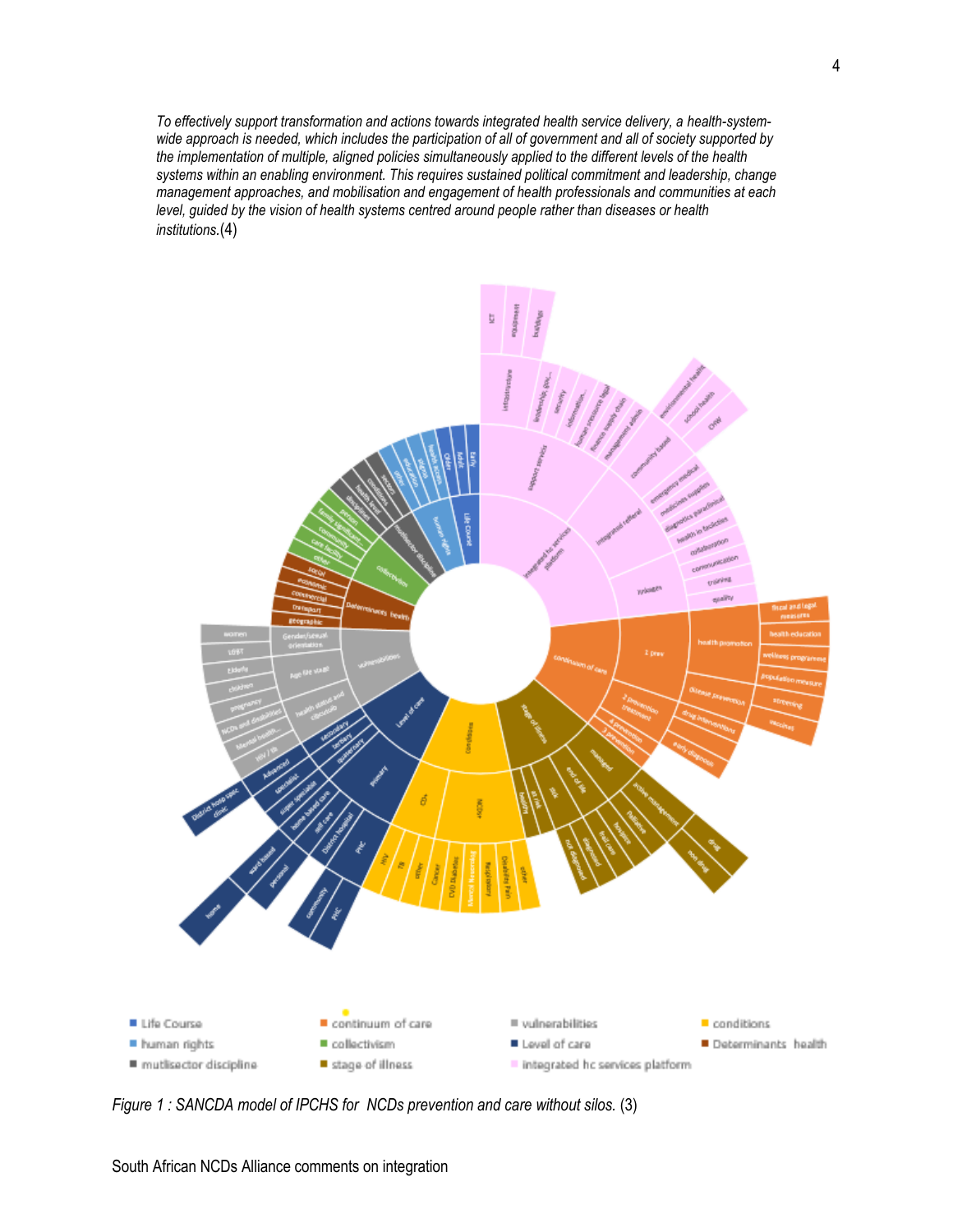*To effectively support transformation and actions towards integrated health service delivery, a health-system-wide approach is needed, which includes the participation of all of government and all of society supported by the implementation of multiple, aligned policies simultaneously applied to the different levels of the health systems within an enabling environment. This requires sustained political commitment and leadership, change management approaches, and mobilisation and engagement of health professionals and communities at each level, guided by the vision of health systems centred around people rather than diseases or health institutions.*(4)

*Figure 1 : SANCDA model of IPCHS for NCDs prevention and care without silos.* (3)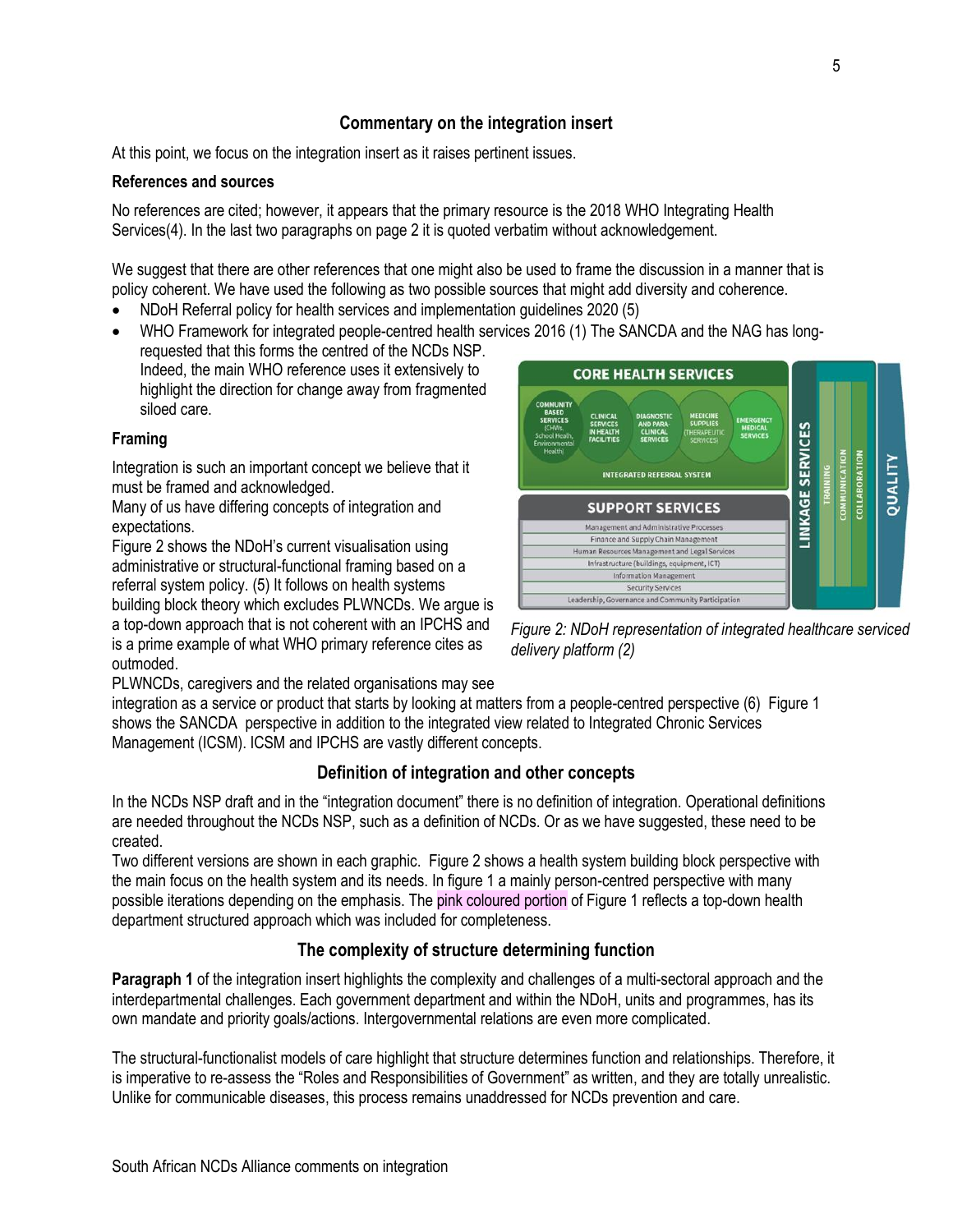## Commentary on the integration insert

At this point, we focus on the integration insert as it raises pertinent issues.

### References and sources

No references are cited; however, it appears that the primary resource is the 2018 WHO Integrating Health Services(4). In the last two paragraphs on page 2 it is quoted verbatim without acknowledgement.

We suggest that there are other references that one might also be used to frame the discussion in a manner that is policy coherent. We have used the following as two possible sources that might add diversity and coherence.

- NDoH Referral policy for health services and implementation guidelines 2020 (5)
- WHO Framework for integrated people-centred health services 2016 (1) The SANCDA and the NAG has long-requested that this forms the centred of the NCDs NSP. Indeed, the main WHO reference uses it extensively to highlight the direction for change away from fragmented siloed care.

### Framing

Integration is such an important concept we believe that it must be framed and acknowledged.
Many of us have differing concepts of integration and expectations.
Figure 2 shows the NDoH's current visualisation using administrative or structural-functional framing based on a referral system policy. (5) It follows on health systems building block theory which excludes PLWNCDs. We argue is a top-down approach that is not coherent with an IPCHS and is a prime example of what WHO primary reference cites as outmoded.

*Figure 2: NDoH representation of integrated healthcare serviced delivery platform (2)*

PLWNCDs, caregivers and the related organisations may see integration as a service or product that starts by looking at matters from a people-centred perspective (6) Figure 1 shows the SANCDA perspective in addition to the integrated view related to Integrated Chronic Services Management (ICSM). ICSM and IPCHS are vastly different concepts.

## Definition of integration and other concepts

In the NCDs NSP draft and in the "integration document" there is no definition of integration. Operational definitions are needed throughout the NCDs NSP, such as a definition of NCDs. Or as we have suggested, these need to be created.
Two different versions are shown in each graphic. Figure 2 shows a health system building block perspective with the main focus on the health system and its needs. In figure 1 a mainly person-centred perspective with many possible iterations depending on the emphasis. The pink coloured portion of Figure 1 reflects a top-down health department structured approach which was included for completeness.

## The complexity of structure determining function

**Paragraph 1** of the integration insert highlights the complexity and challenges of a multi-sectoral approach and the interdepartmental challenges. Each government department and within the NDoH, units and programmes, has its own mandate and priority goals/actions. Intergovernmental relations are even more complicated.

The structural-functionalist models of care highlight that structure determines function and relationships. Therefore, it is imperative to re-assess the "Roles and Responsibilities of Government" as written, and they are totally unrealistic. Unlike for communicable diseases, this process remains unaddressed for NCDs prevention and care.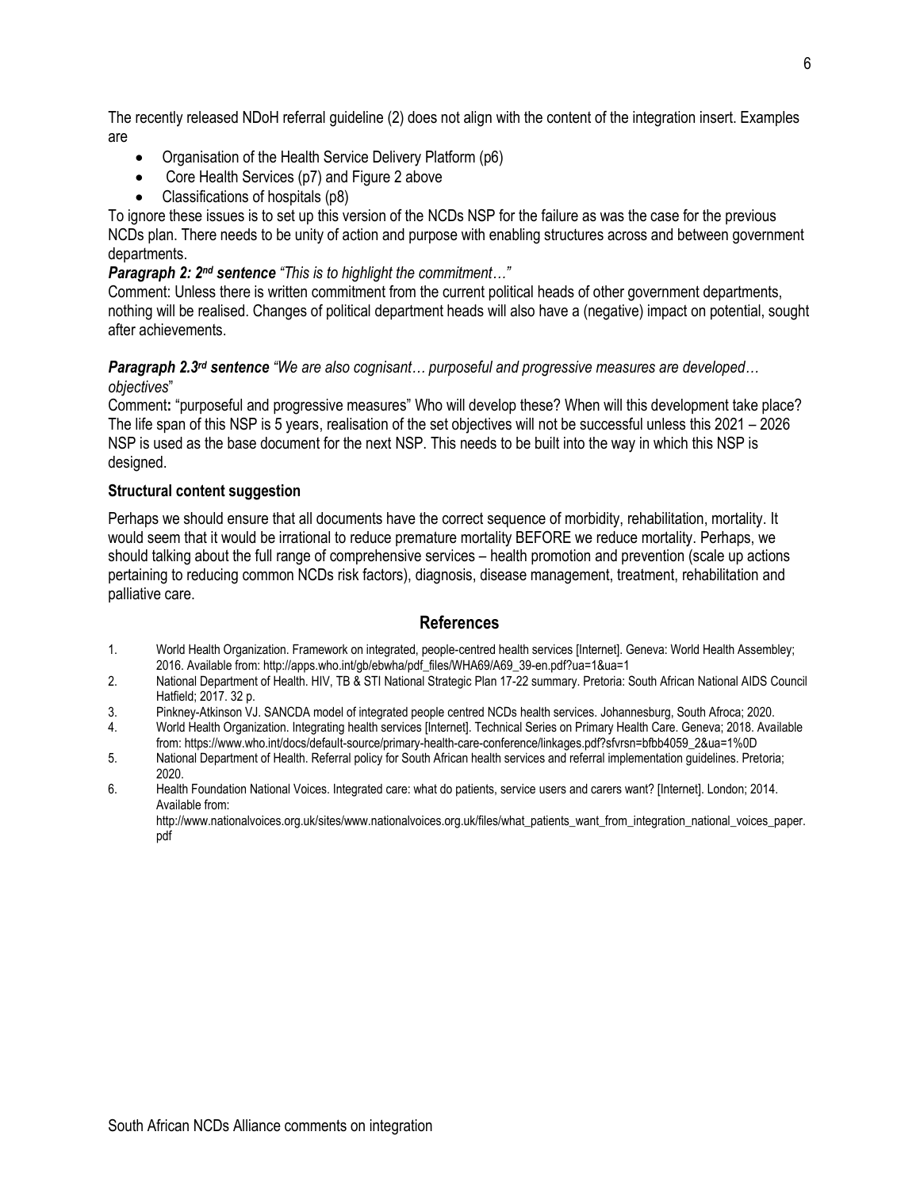The recently released NDoH referral guideline (2) does not align with the content of the integration insert. Examples are

- Organisation of the Health Service Delivery Platform (p6)
- Core Health Services (p7) and Figure 2 above
- Classifications of hospitals (p8)

To ignore these issues is to set up this version of the NCDs NSP for the failure as was the case for the previous NCDs plan. There needs to be unity of action and purpose with enabling structures across and between government departments.

***Paragraph 2: 2nd sentence*** *"This is to highlight the commitment…"*

Comment: Unless there is written commitment from the current political heads of other government departments, nothing will be realised. Changes of political department heads will also have a (negative) impact on potential, sought after achievements.

***Paragraph 2.3rd sentence*** *"We are also cognisant… purposeful and progressive measures are developed… objectives*"

Comment**:** "purposeful and progressive measures" Who will develop these? When will this development take place? The life span of this NSP is 5 years, realisation of the set objectives will not be successful unless this 2021 – 2026 NSP is used as the base document for the next NSP. This needs to be built into the way in which this NSP is designed.

**Structural content suggestion**

Perhaps we should ensure that all documents have the correct sequence of morbidity, rehabilitation, mortality. It would seem that it would be irrational to reduce premature mortality BEFORE we reduce mortality. Perhaps, we should talking about the full range of comprehensive services – health promotion and prevention (scale up actions pertaining to reducing common NCDs risk factors), diagnosis, disease management, treatment, rehabilitation and palliative care.

## References

1. World Health Organization. Framework on integrated, people-centred health services [Internet]. Geneva: World Health Assembley; 2016. Available from: http://apps.who.int/gb/ebwha/pdf_files/WHA69/A69_39-en.pdf?ua=1&ua=1
2. National Department of Health. HIV, TB & STI National Strategic Plan 17-22 summary. Pretoria: South African National AIDS Council Hatfield; 2017. 32 p.
3. Pinkney-Atkinson VJ. SANCDA model of integrated people centred NCDs health services. Johannesburg, South Afroca; 2020.
4. World Health Organization. Integrating health services [Internet]. Technical Series on Primary Health Care. Geneva; 2018. Available from: https://www.who.int/docs/default-source/primary-health-care-conference/linkages.pdf?sfvrsn=bfbb4059_2&ua=1%0D
5. National Department of Health. Referral policy for South African health services and referral implementation guidelines. Pretoria; 2020.
6. Health Foundation National Voices. Integrated care: what do patients, service users and carers want? [Internet]. London; 2014. Available from: http://www.nationalvoices.org.uk/sites/www.nationalvoices.org.uk/files/what_patients_want_from_integration_national_voices_paper.pdf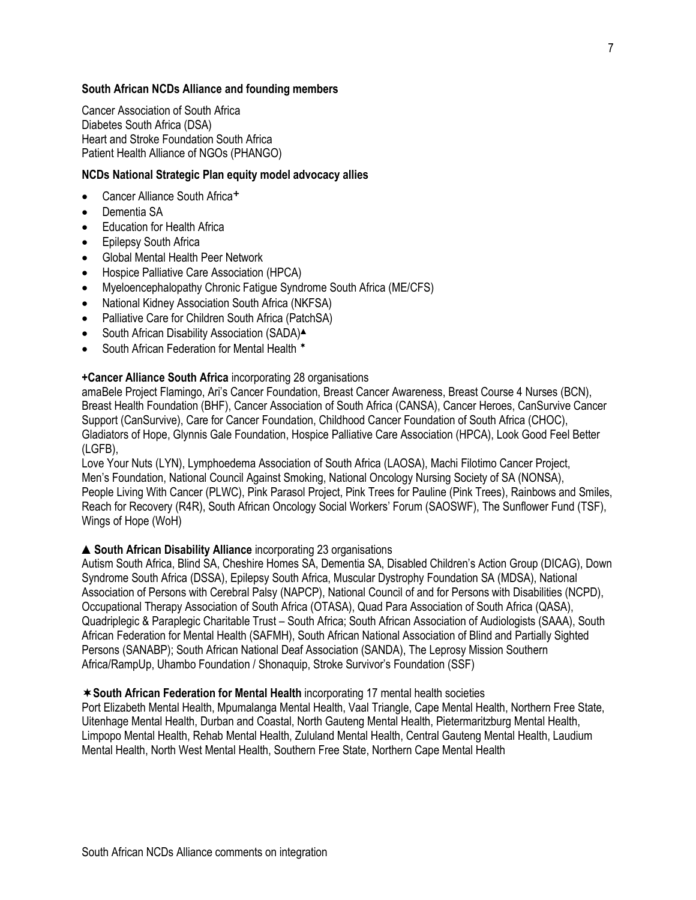**South African NCDs Alliance and founding members**

Cancer Association of South Africa
Diabetes South Africa (DSA)
Heart and Stroke Foundation South Africa
Patient Health Alliance of NGOs (PHANGO)

**NCDs National Strategic Plan equity model advocacy allies**

- Cancer Alliance South Africa+
- Dementia SA
- Education for Health Africa
- Epilepsy South Africa
- Global Mental Health Peer Network
- Hospice Palliative Care Association (HPCA)
- Myeloencephalopathy Chronic Fatigue Syndrome South Africa (ME/CFS)
- National Kidney Association South Africa (NKFSA)
- Palliative Care for Children South Africa (PatchSA)
- South African Disability Association (SADA)▲
- South African Federation for Mental Health *

**+Cancer Alliance South Africa** incorporating 28 organisations
amaBele Project Flamingo, Ari's Cancer Foundation, Breast Cancer Awareness, Breast Course 4 Nurses (BCN), Breast Health Foundation (BHF), Cancer Association of South Africa (CANSA), Cancer Heroes, CanSurvive Cancer Support (CanSurvive), Care for Cancer Foundation, Childhood Cancer Foundation of South Africa (CHOC), Gladiators of Hope, Glynnis Gale Foundation, Hospice Palliative Care Association (HPCA), Look Good Feel Better (LGFB),
Love Your Nuts (LYN), Lymphoedema Association of South Africa (LAOSA), Machi Filotimo Cancer Project, Men's Foundation, National Council Against Smoking, National Oncology Nursing Society of SA (NONSA), People Living With Cancer (PLWC), Pink Parasol Project, Pink Trees for Pauline (Pink Trees), Rainbows and Smiles, Reach for Recovery (R4R), South African Oncology Social Workers' Forum (SAOSWF), The Sunflower Fund (TSF), Wings of Hope (WoH)

**▲ South African Disability Alliance** incorporating 23 organisations
Autism South Africa, Blind SA, Cheshire Homes SA, Dementia SA, Disabled Children's Action Group (DICAG), Down Syndrome South Africa (DSSA), Epilepsy South Africa, Muscular Dystrophy Foundation SA (MDSA), National Association of Persons with Cerebral Palsy (NAPCP), National Council of and for Persons with Disabilities (NCPD), Occupational Therapy Association of South Africa (OTASA), Quad Para Association of South Africa (QASA), Quadriplegic & Paraplegic Charitable Trust – South Africa; South African Association of Audiologists (SAAA), South African Federation for Mental Health (SAFMH), South African National Association of Blind and Partially Sighted Persons (SANABP); South African National Deaf Association (SANDA), The Leprosy Mission Southern Africa/RampUp, Uhambo Foundation / Shonaquip, Stroke Survivor's Foundation (SSF)

**✶South African Federation for Mental Health** incorporating 17 mental health societies
Port Elizabeth Mental Health, Mpumalanga Mental Health, Vaal Triangle, Cape Mental Health, Northern Free State, Uitenhage Mental Health, Durban and Coastal, North Gauteng Mental Health, Pietermaritzburg Mental Health, Limpopo Mental Health, Rehab Mental Health, Zululand Mental Health, Central Gauteng Mental Health, Laudium Mental Health, North West Mental Health, Southern Free State, Northern Cape Mental Health